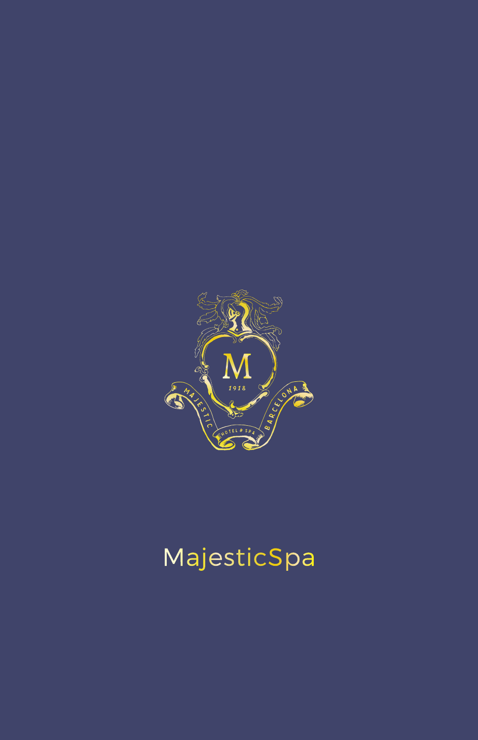# MajesticSpa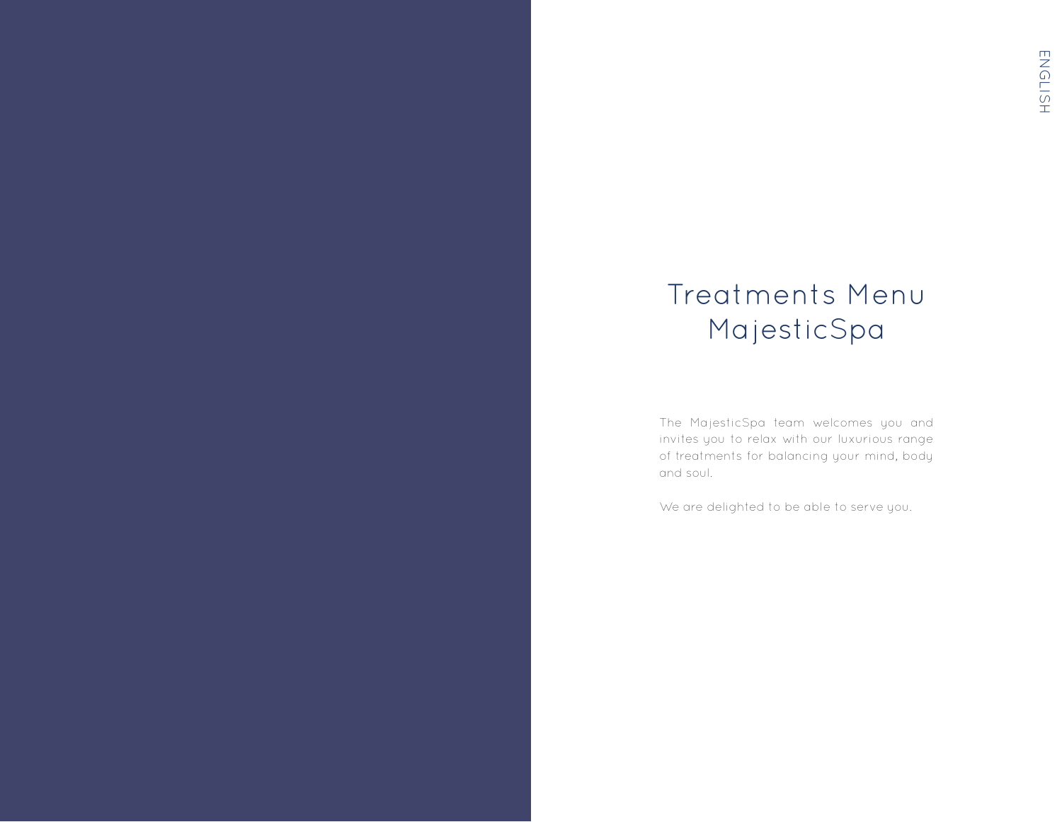ENGLISH

# Treatments Menu
# MajesticSpa

The MajesticSpa team welcomes you and invites you to relax with our luxurious range of treatments for balancing your mind, body and soul.

We are delighted to be able to serve you.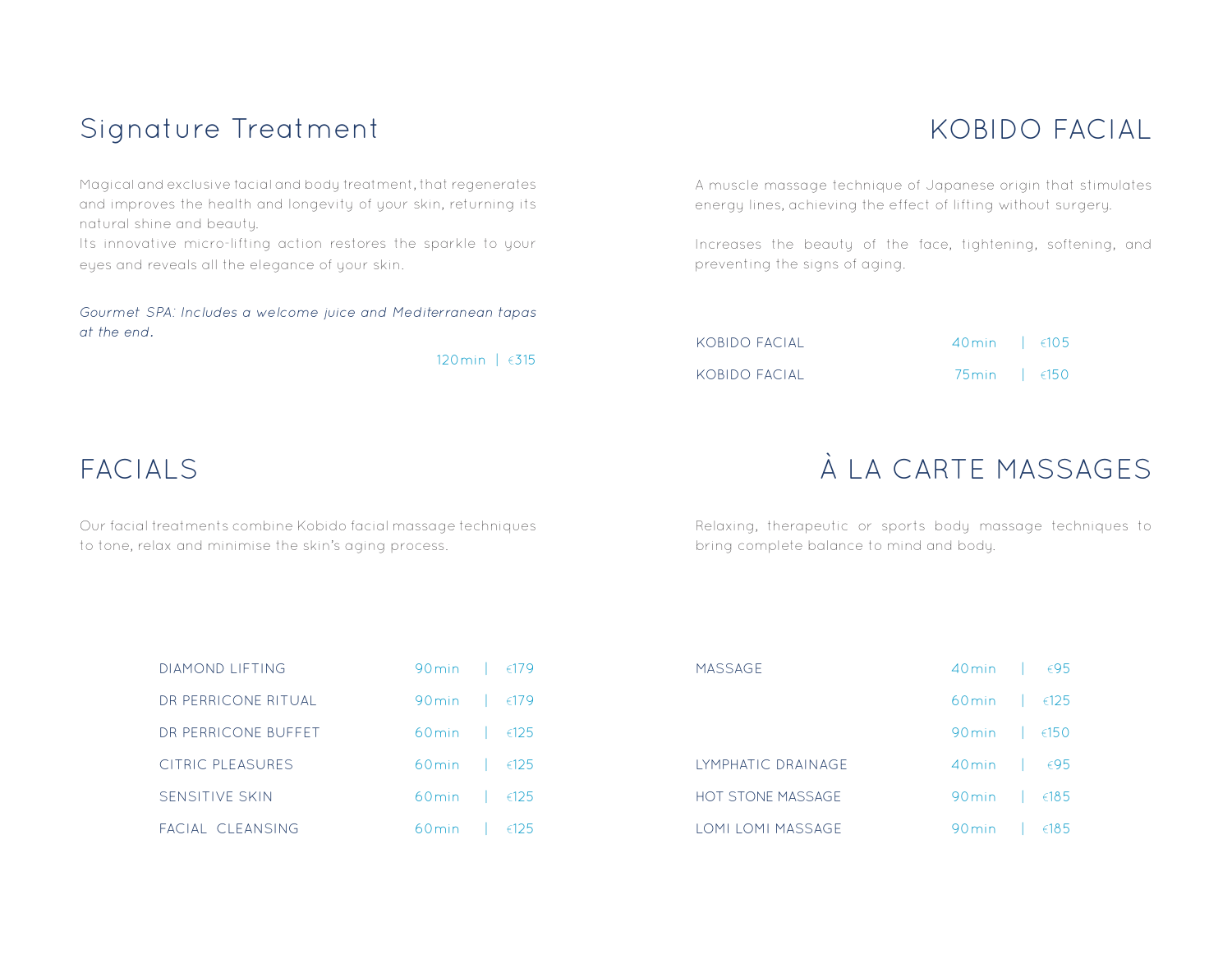## Signature Treatment

Magical and exclusive facial and body treatment, that regenerates and improves the health and longevity of your skin, returning its natural shine and beauty.
Its innovative micro-lifting action restores the sparkle to your eyes and reveals all the elegance of your skin.

*Gourmet SPA: Includes a welcome juice and Mediterranean tapas at the end.*

120min | €315

## KOBIDO FACIAL

A muscle massage technique of Japanese origin that stimulates energy lines, achieving the effect of lifting without surgery.

Increases the beauty of the face, tightening, softening, and preventing the signs of aging.

| Treatment | Duration | Price |
|---|---|---|
| KOBIDO FACIAL | 40min | €105 |
| KOBIDO FACIAL | 75min | €150 |

## FACIALS

Our facial treatments combine Kobido facial massage techniques to tone, relax and minimise the skin's aging process.

| Treatment | Duration | Price |
|---|---|---|
| DIAMOND LIFTING | 90min | €179 |
| DR PERRICONE RITUAL | 90min | €179 |
| DR PERRICONE BUFFET | 60min | €125 |
| CITRIC PLEASURES | 60min | €125 |
| SENSITIVE SKIN | 60min | €125 |
| FACIAL CLEANSING | 60min | €125 |

## À LA CARTE MASSAGES

Relaxing, therapeutic or sports body massage techniques to bring complete balance to mind and body.

| Treatment | Duration | Price |
|---|---|---|
| MASSAGE | 40min | €95 |
| | 60min | €125 |
| | 90min | €150 |
| LYMPHATIC DRAINAGE | 40min | €95 |
| HOT STONE MASSAGE | 90min | €185 |
| LOMI LOMI MASSAGE | 90min | €185 |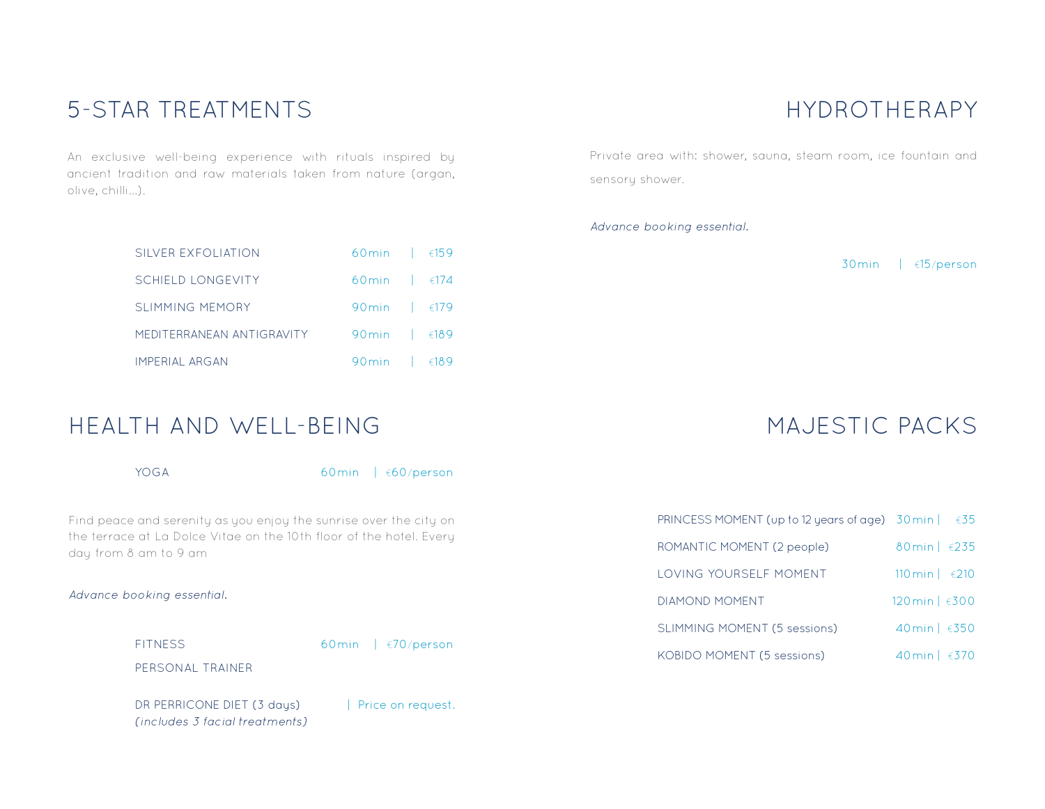## 5-STAR TREATMENTS

An exclusive well-being experience with rituals inspired by ancient tradition and raw materials taken from nature (argan, olive, chilli...).

| | | |
|---|---|---|
| SILVER EXFOLIATION | 60min | €159 |
| SCHIELD LONGEVITY | 60min | €174 |
| SLIMMING MEMORY | 90min | €179 |
| MEDITERRANEAN ANTIGRAVITY | 90min | €189 |
| IMPERIAL ARGAN | 90min | €189 |

## HEALTH AND WELL-BEING

| | | |
|---|---|---|
| YOGA | 60min | €60/person |

Find peace and serenity as you enjoy the sunrise over the city on the terrace at La Dolce Vitae on the 10th floor of the hotel. Every day from 8 am to 9 am

*Advance booking essential.*

| | | |
|---|---|---|
| FITNESS | 60min | €70/person |
| PERSONAL TRAINER | | |

DR PERRICONE DIET (3 days) | Price on request.
*(includes 3 facial treatments)*

## HYDROTHERAPY

Private area with: shower, sauna, steam room, ice fountain and sensory shower.

*Advance booking essential.*

30min | €15/person

## MAJESTIC PACKS

| | | |
|---|---|---|
| PRINCESS MOMENT (up to 12 years of age) | 30min | €35 |
| ROMANTIC MOMENT (2 people) | 80min | €235 |
| LOVING YOURSELF MOMENT | 110min | €210 |
| DIAMOND MOMENT | 120min | €300 |
| SLIMMING MOMENT (5 sessions) | 40min | €350 |
| KOBIDO MOMENT (5 sessions) | 40min | €370 |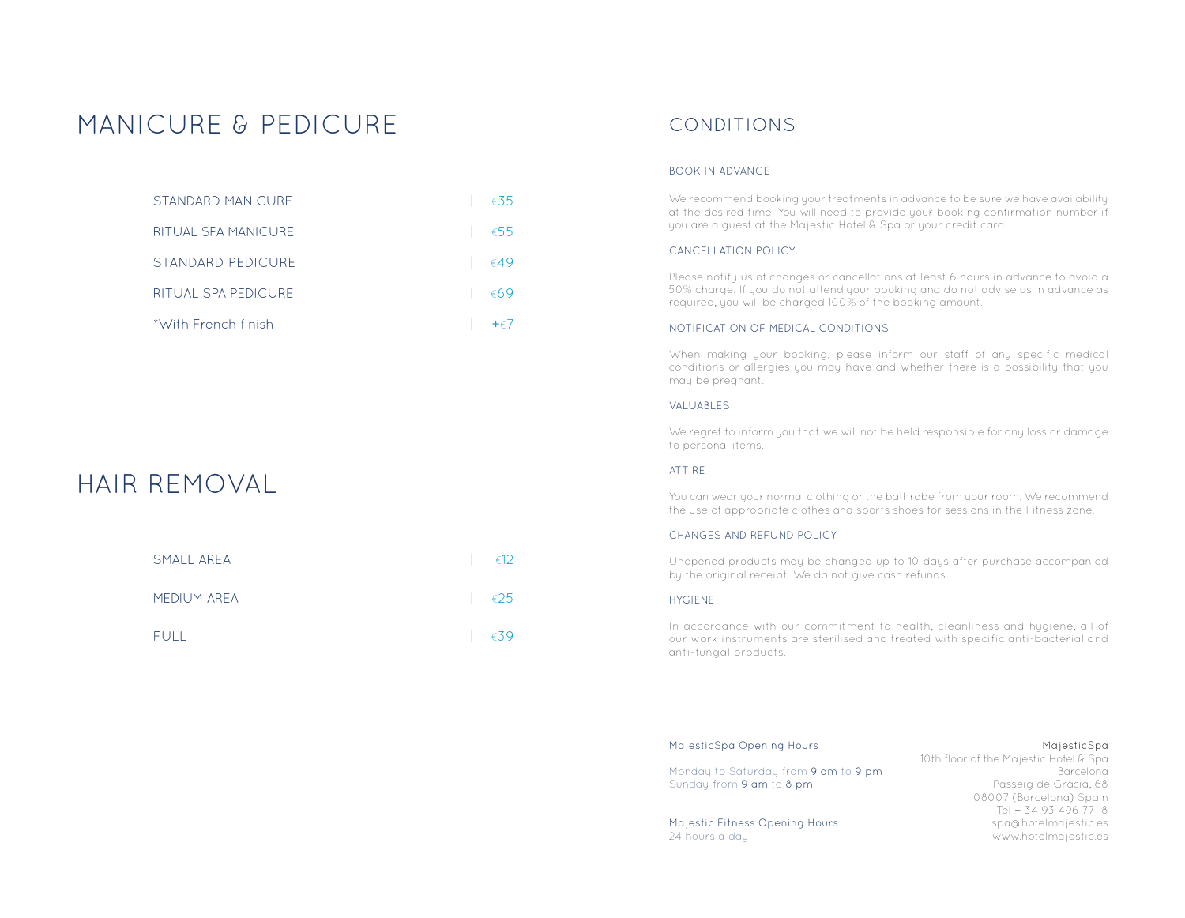# MANICURE & PEDICURE

| | |
|---|---|
| STANDARD MANICURE | €35 |
| RITUAL SPA MANICURE | €55 |
| STANDARD PEDICURE | €49 |
| RITUAL SPA PEDICURE | €69 |
| *With French finish | +€7 |

# HAIR REMOVAL

| | |
|---|---|
| SMALL AREA | €12 |
| MEDIUM AREA | €25 |
| FULL | €39 |

# CONDITIONS

### BOOK IN ADVANCE

We recommend booking your treatments in advance to be sure we have availability at the desired time. You will need to provide your booking confirmation number if you are a guest at the Majestic Hotel & Spa or your credit card.

### CANCELLATION POLICY

Please notify us of changes or cancellations at least 6 hours in advance to avoid a 50% charge. If you do not attend your booking and do not advise us in advance as required, you will be charged 100% of the booking amount.

### NOTIFICATION OF MEDICAL CONDITIONS

When making your booking, please inform our staff of any specific medical conditions or allergies you may have and whether there is a possibility that you may be pregnant.

### VALUABLES

We regret to inform you that we will not be held responsible for any loss or damage to personal items.

### ATTIRE

You can wear your normal clothing or the bathrobe from your room. We recommend the use of appropriate clothes and sports shoes for sessions in the Fitness zone.

### CHANGES AND REFUND POLICY

Unopened products may be changed up to 10 days after purchase accompanied by the original receipt. We do not give cash refunds.

### HYGIENE

In accordance with our commitment to health, cleanliness and hygiene, all of our work instruments are sterilised and treated with specific anti-bacterial and anti-fungal products.

MajesticSpa Opening Hours

Monday to Saturday from 9 am to 9 pm
Sunday from 9 am to 8 pm

Majestic Fitness Opening Hours
24 hours a day

MajesticSpa
10th floor of the Majestic Hotel & Spa
Barcelona
Passeig de Gràcia, 68
08007 (Barcelona) Spain
Tel + 34 93 496 77 18
spa@hotelmajestic.es
www.hotelmajestic.es